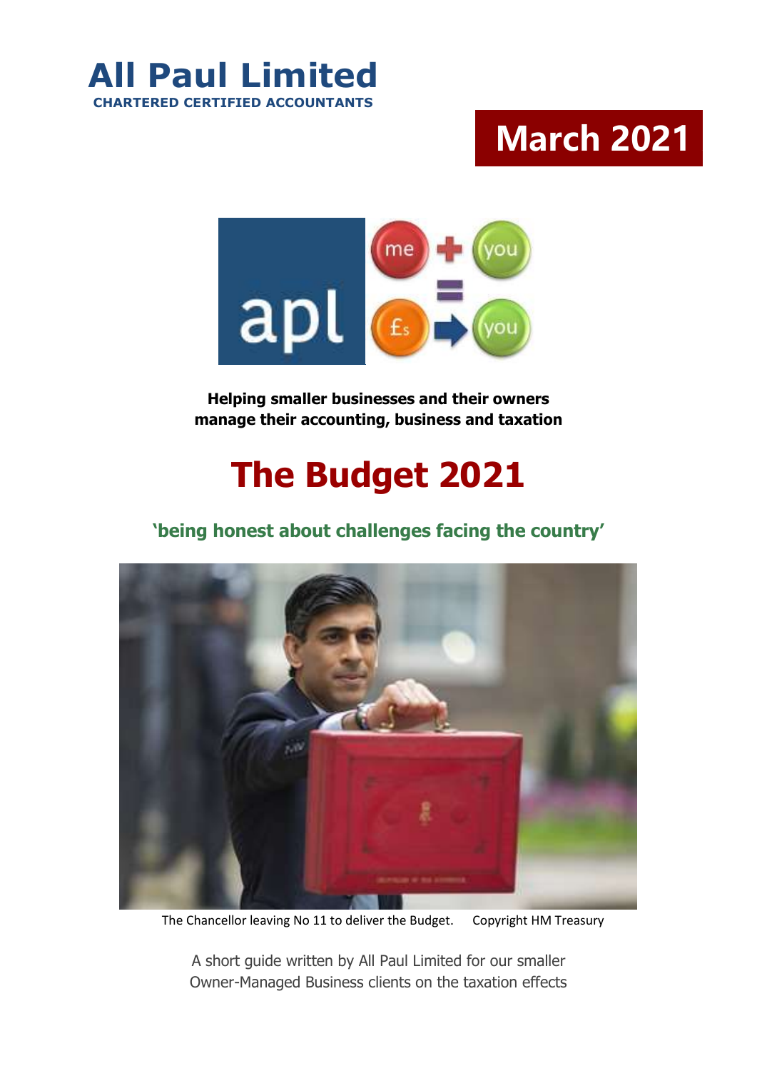# All Paul Limited

**CHARTERED CERTIFIED ACCOUNTANTS**

**March 2021**

**Helping smaller businesses and their owners manage their accounting, business and taxation**

# The Budget 2021

## 'being honest about challenges facing the country'

The Chancellor leaving No 11 to deliver the Budget. Copyright HM Treasury

A short guide written by All Paul Limited for our smaller Owner-Managed Business clients on the taxation effects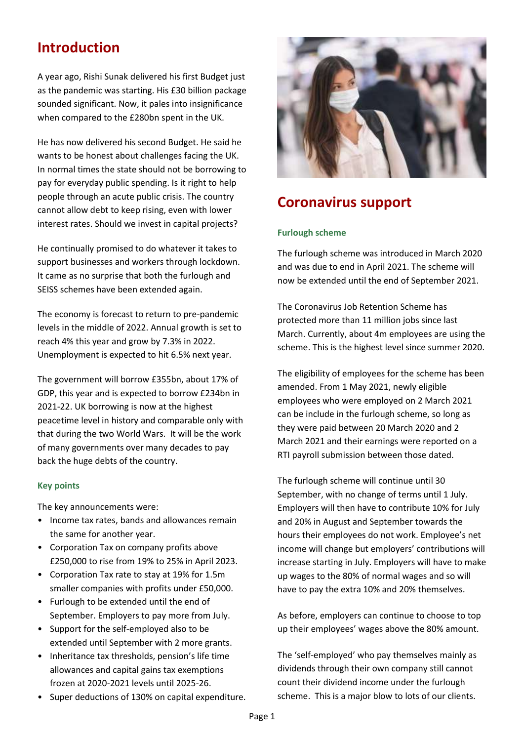## Introduction

A year ago, Rishi Sunak delivered his first Budget just as the pandemic was starting. His £30 billion package sounded significant. Now, it pales into insignificance when compared to the £280bn spent in the UK.

He has now delivered his second Budget. He said he wants to be honest about challenges facing the UK. In normal times the state should not be borrowing to pay for everyday public spending. Is it right to help people through an acute public crisis. The country cannot allow debt to keep rising, even with lower interest rates. Should we invest in capital projects?

He continually promised to do whatever it takes to support businesses and workers through lockdown. It came as no surprise that both the furlough and SEISS schemes have been extended again.

The economy is forecast to return to pre-pandemic levels in the middle of 2022. Annual growth is set to reach 4% this year and grow by 7.3% in 2022. Unemployment is expected to hit 6.5% next year.

The government will borrow £355bn, about 17% of GDP, this year and is expected to borrow £234bn in 2021-22. UK borrowing is now at the highest peacetime level in history and comparable only with that during the two World Wars. It will be the work of many governments over many decades to pay back the huge debts of the country.

### Key points

The key announcements were:

- Income tax rates, bands and allowances remain the same for another year.
- Corporation Tax on company profits above £250,000 to rise from 19% to 25% in April 2023.
- Corporation Tax rate to stay at 19% for 1.5m smaller companies with profits under £50,000.
- Furlough to be extended until the end of September. Employers to pay more from July.
- Support for the self-employed also to be extended until September with 2 more grants.
- Inheritance tax thresholds, pension's life time allowances and capital gains tax exemptions frozen at 2020-2021 levels until 2025-26.
- Super deductions of 130% on capital expenditure.

## Coronavirus support

### Furlough scheme

The furlough scheme was introduced in March 2020 and was due to end in April 2021. The scheme will now be extended until the end of September 2021.

The Coronavirus Job Retention Scheme has protected more than 11 million jobs since last March. Currently, about 4m employees are using the scheme. This is the highest level since summer 2020.

The eligibility of employees for the scheme has been amended. From 1 May 2021, newly eligible employees who were employed on 2 March 2021 can be include in the furlough scheme, so long as they were paid between 20 March 2020 and 2 March 2021 and their earnings were reported on a RTI payroll submission between those dated.

The furlough scheme will continue until 30 September, with no change of terms until 1 July. Employers will then have to contribute 10% for July and 20% in August and September towards the hours their employees do not work. Employee's net income will change but employers' contributions will increase starting in July. Employers will have to make up wages to the 80% of normal wages and so will have to pay the extra 10% and 20% themselves.

As before, employers can continue to choose to top up their employees' wages above the 80% amount.

The 'self-employed' who pay themselves mainly as dividends through their own company still cannot count their dividend income under the furlough scheme. This is a major blow to lots of our clients.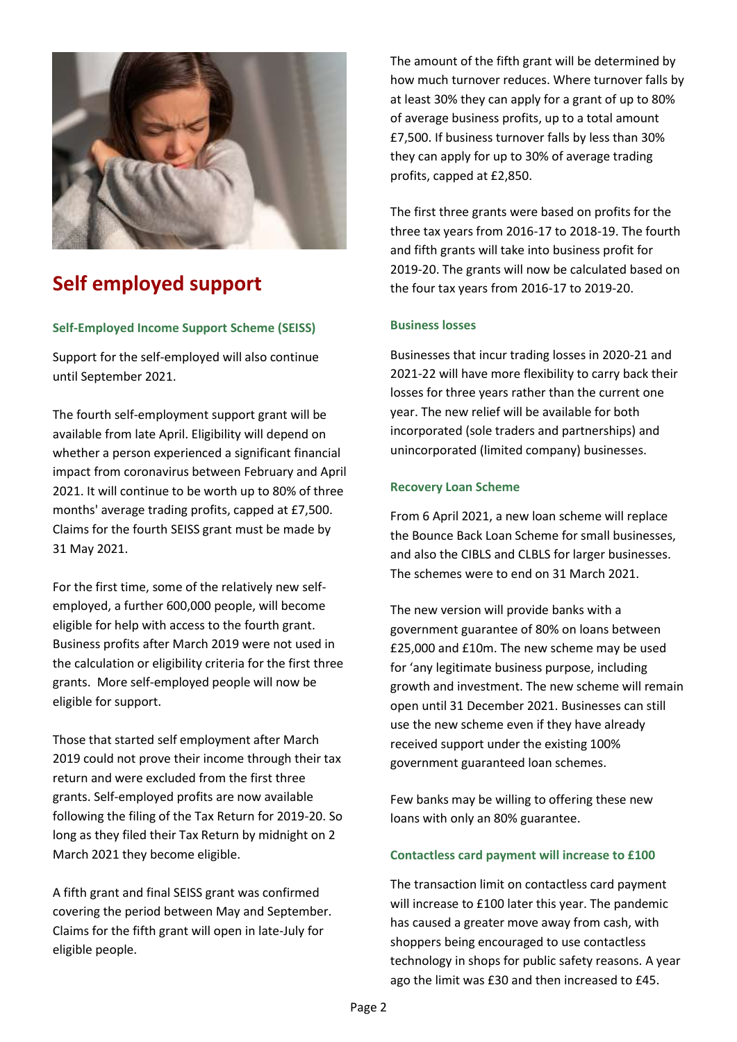# Self employed support

### Self-Employed Income Support Scheme (SEISS)

Support for the self-employed will also continue until September 2021.

The fourth self-employment support grant will be available from late April. Eligibility will depend on whether a person experienced a significant financial impact from coronavirus between February and April 2021. It will continue to be worth up to 80% of three months' average trading profits, capped at £7,500. Claims for the fourth SEISS grant must be made by 31 May 2021.

For the first time, some of the relatively new self-employed, a further 600,000 people, will become eligible for help with access to the fourth grant. Business profits after March 2019 were not used in the calculation or eligibility criteria for the first three grants. More self-employed people will now be eligible for support.

Those that started self employment after March 2019 could not prove their income through their tax return and were excluded from the first three grants. Self-employed profits are now available following the filing of the Tax Return for 2019-20. So long as they filed their Tax Return by midnight on 2 March 2021 they become eligible.

A fifth grant and final SEISS grant was confirmed covering the period between May and September. Claims for the fifth grant will open in late-July for eligible people.

The amount of the fifth grant will be determined by how much turnover reduces. Where turnover falls by at least 30% they can apply for a grant of up to 80% of average business profits, up to a total amount £7,500. If business turnover falls by less than 30% they can apply for up to 30% of average trading profits, capped at £2,850.

The first three grants were based on profits for the three tax years from 2016-17 to 2018-19. The fourth and fifth grants will take into business profit for 2019-20. The grants will now be calculated based on the four tax years from 2016-17 to 2019-20.

### Business losses

Businesses that incur trading losses in 2020-21 and 2021-22 will have more flexibility to carry back their losses for three years rather than the current one year. The new relief will be available for both incorporated (sole traders and partnerships) and unincorporated (limited company) businesses.

### Recovery Loan Scheme

From 6 April 2021, a new loan scheme will replace the Bounce Back Loan Scheme for small businesses, and also the CIBLS and CLBLS for larger businesses. The schemes were to end on 31 March 2021.

The new version will provide banks with a government guarantee of 80% on loans between £25,000 and £10m. The new scheme may be used for 'any legitimate business purpose, including growth and investment. The new scheme will remain open until 31 December 2021. Businesses can still use the new scheme even if they have already received support under the existing 100% government guaranteed loan schemes.

Few banks may be willing to offering these new loans with only an 80% guarantee.

### Contactless card payment will increase to £100

The transaction limit on contactless card payment will increase to £100 later this year. The pandemic has caused a greater move away from cash, with shoppers being encouraged to use contactless technology in shops for public safety reasons. A year ago the limit was £30 and then increased to £45.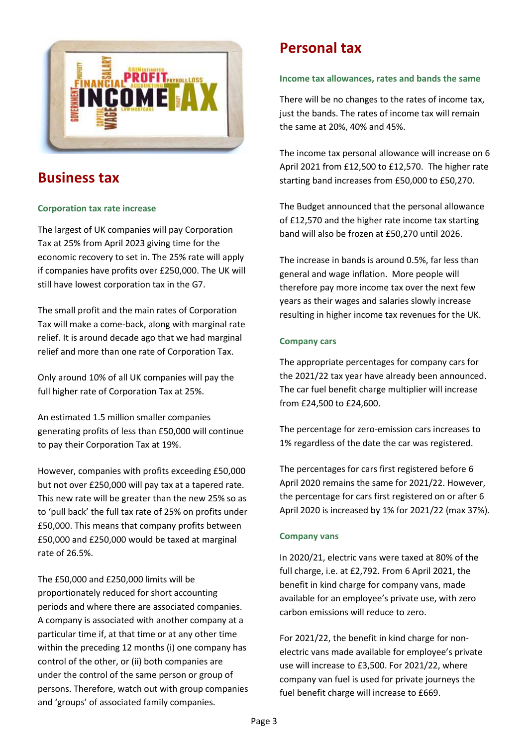## Business tax

### Corporation tax rate increase

The largest of UK companies will pay Corporation Tax at 25% from April 2023 giving time for the economic recovery to set in. The 25% rate will apply if companies have profits over £250,000. The UK will still have lowest corporation tax in the G7.

The small profit and the main rates of Corporation Tax will make a come-back, along with marginal rate relief. It is around decade ago that we had marginal relief and more than one rate of Corporation Tax.

Only around 10% of all UK companies will pay the full higher rate of Corporation Tax at 25%.

An estimated 1.5 million smaller companies generating profits of less than £50,000 will continue to pay their Corporation Tax at 19%.

However, companies with profits exceeding £50,000 but not over £250,000 will pay tax at a tapered rate. This new rate will be greater than the new 25% so as to 'pull back' the full tax rate of 25% on profits under £50,000. This means that company profits between £50,000 and £250,000 would be taxed at marginal rate of 26.5%.

The £50,000 and £250,000 limits will be proportionately reduced for short accounting periods and where there are associated companies. A company is associated with another company at a particular time if, at that time or at any other time within the preceding 12 months (i) one company has control of the other, or (ii) both companies are under the control of the same person or group of persons. Therefore, watch out with group companies and 'groups' of associated family companies.

## Personal tax

### Income tax allowances, rates and bands the same

There will be no changes to the rates of income tax, just the bands. The rates of income tax will remain the same at 20%, 40% and 45%.

The income tax personal allowance will increase on 6 April 2021 from £12,500 to £12,570. The higher rate starting band increases from £50,000 to £50,270.

The Budget announced that the personal allowance of £12,570 and the higher rate income tax starting band will also be frozen at £50,270 until 2026.

The increase in bands is around 0.5%, far less than general and wage inflation. More people will therefore pay more income tax over the next few years as their wages and salaries slowly increase resulting in higher income tax revenues for the UK.

### Company cars

The appropriate percentages for company cars for the 2021/22 tax year have already been announced. The car fuel benefit charge multiplier will increase from £24,500 to £24,600.

The percentage for zero-emission cars increases to 1% regardless of the date the car was registered.

The percentages for cars first registered before 6 April 2020 remains the same for 2021/22. However, the percentage for cars first registered on or after 6 April 2020 is increased by 1% for 2021/22 (max 37%).

### Company vans

In 2020/21, electric vans were taxed at 80% of the full charge, i.e. at £2,792. From 6 April 2021, the benefit in kind charge for company vans, made available for an employee's private use, with zero carbon emissions will reduce to zero.

For 2021/22, the benefit in kind charge for non-electric vans made available for employee's private use will increase to £3,500. For 2021/22, where company van fuel is used for private journeys the fuel benefit charge will increase to £669.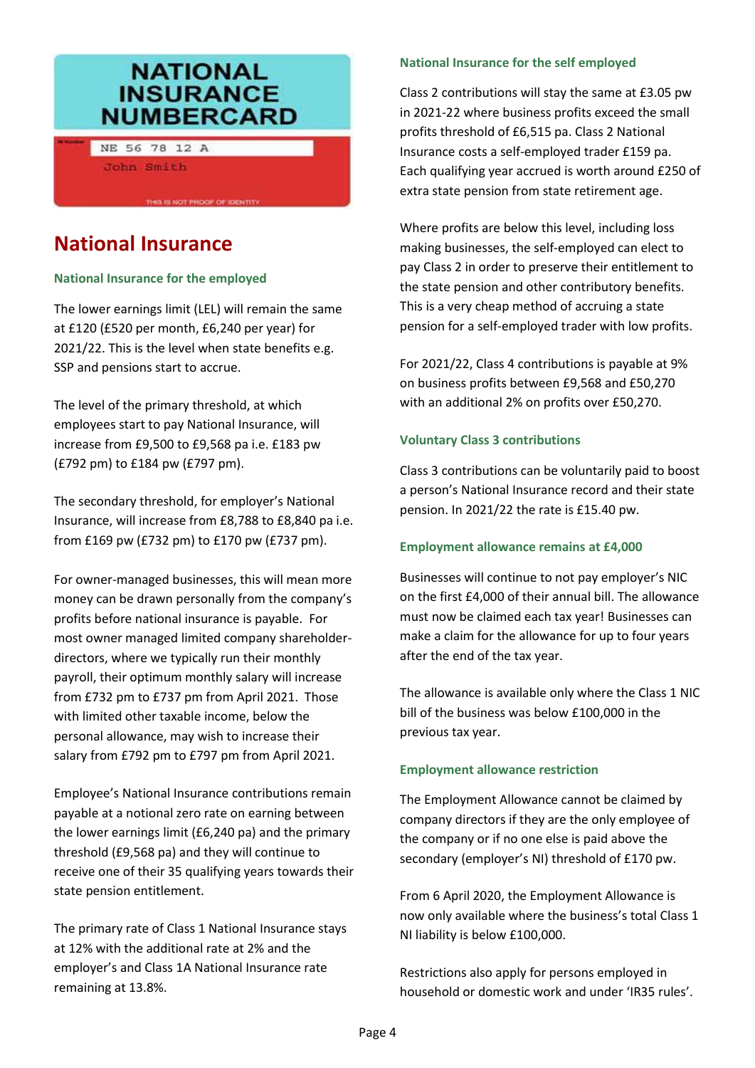# National Insurance

### National Insurance for the employed

The lower earnings limit (LEL) will remain the same at £120 (£520 per month, £6,240 per year) for 2021/22. This is the level when state benefits e.g. SSP and pensions start to accrue.

The level of the primary threshold, at which employees start to pay National Insurance, will increase from £9,500 to £9,568 pa i.e. £183 pw (£792 pm) to £184 pw (£797 pm).

The secondary threshold, for employer's National Insurance, will increase from £8,788 to £8,840 pa i.e. from £169 pw (£732 pm) to £170 pw (£737 pm).

For owner-managed businesses, this will mean more money can be drawn personally from the company's profits before national insurance is payable. For most owner managed limited company shareholder-directors, where we typically run their monthly payroll, their optimum monthly salary will increase from £732 pm to £737 pm from April 2021. Those with limited other taxable income, below the personal allowance, may wish to increase their salary from £792 pm to £797 pm from April 2021.

Employee's National Insurance contributions remain payable at a notional zero rate on earning between the lower earnings limit (£6,240 pa) and the primary threshold (£9,568 pa) and they will continue to receive one of their 35 qualifying years towards their state pension entitlement.

The primary rate of Class 1 National Insurance stays at 12% with the additional rate at 2% and the employer's and Class 1A National Insurance rate remaining at 13.8%.

### National Insurance for the self employed

Class 2 contributions will stay the same at £3.05 pw in 2021-22 where business profits exceed the small profits threshold of £6,515 pa. Class 2 National Insurance costs a self-employed trader £159 pa. Each qualifying year accrued is worth around £250 of extra state pension from state retirement age.

Where profits are below this level, including loss making businesses, the self-employed can elect to pay Class 2 in order to preserve their entitlement to the state pension and other contributory benefits. This is a very cheap method of accruing a state pension for a self-employed trader with low profits.

For 2021/22, Class 4 contributions is payable at 9% on business profits between £9,568 and £50,270 with an additional 2% on profits over £50,270.

### Voluntary Class 3 contributions

Class 3 contributions can be voluntarily paid to boost a person's National Insurance record and their state pension. In 2021/22 the rate is £15.40 pw.

### Employment allowance remains at £4,000

Businesses will continue to not pay employer's NIC on the first £4,000 of their annual bill. The allowance must now be claimed each tax year! Businesses can make a claim for the allowance for up to four years after the end of the tax year.

The allowance is available only where the Class 1 NIC bill of the business was below £100,000 in the previous tax year.

### Employment allowance restriction

The Employment Allowance cannot be claimed by company directors if they are the only employee of the company or if no one else is paid above the secondary (employer's NI) threshold of £170 pw.

From 6 April 2020, the Employment Allowance is now only available where the business's total Class 1 NI liability is below £100,000.

Restrictions also apply for persons employed in household or domestic work and under 'IR35 rules'.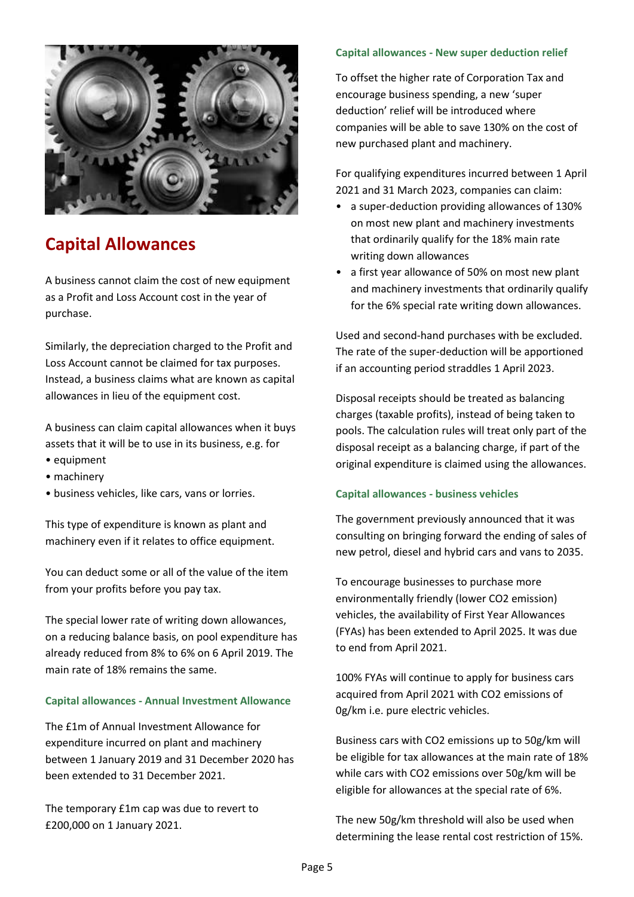# Capital Allowances

A business cannot claim the cost of new equipment as a Profit and Loss Account cost in the year of purchase.

Similarly, the depreciation charged to the Profit and Loss Account cannot be claimed for tax purposes. Instead, a business claims what are known as capital allowances in lieu of the equipment cost.

A business can claim capital allowances when it buys assets that it will be to use in its business, e.g. for

- equipment
- machinery
- business vehicles, like cars, vans or lorries.

This type of expenditure is known as plant and machinery even if it relates to office equipment.

You can deduct some or all of the value of the item from your profits before you pay tax.

The special lower rate of writing down allowances, on a reducing balance basis, on pool expenditure has already reduced from 8% to 6% on 6 April 2019. The main rate of 18% remains the same.

### Capital allowances - Annual Investment Allowance

The £1m of Annual Investment Allowance for expenditure incurred on plant and machinery between 1 January 2019 and 31 December 2020 has been extended to 31 December 2021.

The temporary £1m cap was due to revert to £200,000 on 1 January 2021.

### Capital allowances - New super deduction relief

To offset the higher rate of Corporation Tax and encourage business spending, a new 'super deduction' relief will be introduced where companies will be able to save 130% on the cost of new purchased plant and machinery.

For qualifying expenditures incurred between 1 April 2021 and 31 March 2023, companies can claim:

- a super-deduction providing allowances of 130% on most new plant and machinery investments that ordinarily qualify for the 18% main rate writing down allowances
- a first year allowance of 50% on most new plant and machinery investments that ordinarily qualify for the 6% special rate writing down allowances.

Used and second-hand purchases with be excluded. The rate of the super-deduction will be apportioned if an accounting period straddles 1 April 2023.

Disposal receipts should be treated as balancing charges (taxable profits), instead of being taken to pools. The calculation rules will treat only part of the disposal receipt as a balancing charge, if part of the original expenditure is claimed using the allowances.

### Capital allowances - business vehicles

The government previously announced that it was consulting on bringing forward the ending of sales of new petrol, diesel and hybrid cars and vans to 2035.

To encourage businesses to purchase more environmentally friendly (lower $CO_2$ emission) vehicles, the availability of First Year Allowances (FYAs) has been extended to April 2025. It was due to end from April 2021.

100% FYAs will continue to apply for business cars acquired from April 2021 with $CO_2$ emissions of 0g/km i.e. pure electric vehicles.

Business cars with $CO_2$ emissions up to 50g/km will be eligible for tax allowances at the main rate of 18% while cars with $CO_2$ emissions over 50g/km will be eligible for allowances at the special rate of 6%.

The new 50g/km threshold will also be used when determining the lease rental cost restriction of 15%.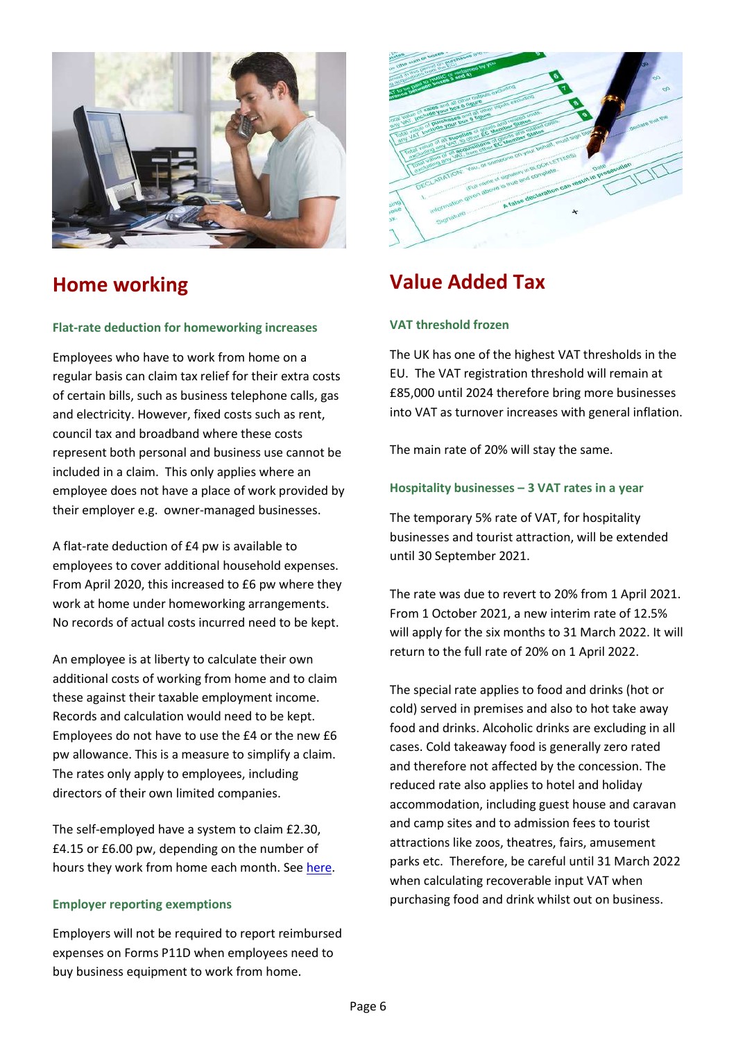## Home working

### Flat-rate deduction for homeworking increases

Employees who have to work from home on a regular basis can claim tax relief for their extra costs of certain bills, such as business telephone calls, gas and electricity. However, fixed costs such as rent, council tax and broadband where these costs represent both personal and business use cannot be included in a claim. This only applies where an employee does not have a place of work provided by their employer e.g. owner-managed businesses.

A flat-rate deduction of £4 pw is available to employees to cover additional household expenses. From April 2020, this increased to £6 pw where they work at home under homeworking arrangements. No records of actual costs incurred need to be kept.

An employee is at liberty to calculate their own additional costs of working from home and to claim these against their taxable employment income. Records and calculation would need to be kept. Employees do not have to use the £4 or the new £6 pw allowance. This is a measure to simplify a claim. The rates only apply to employees, including directors of their own limited companies.

The self-employed have a system to claim £2.30, £4.15 or £6.00 pw, depending on the number of hours they work from home each month. See here.

### Employer reporting exemptions

Employers will not be required to report reimbursed expenses on Forms P11D when employees need to buy business equipment to work from home.

## Value Added Tax

### VAT threshold frozen

The UK has one of the highest VAT thresholds in the EU. The VAT registration threshold will remain at £85,000 until 2024 therefore bring more businesses into VAT as turnover increases with general inflation.

The main rate of 20% will stay the same.

### Hospitality businesses – 3 VAT rates in a year

The temporary 5% rate of VAT, for hospitality businesses and tourist attraction, will be extended until 30 September 2021.

The rate was due to revert to 20% from 1 April 2021. From 1 October 2021, a new interim rate of 12.5% will apply for the six months to 31 March 2022. It will return to the full rate of 20% on 1 April 2022.

The special rate applies to food and drinks (hot or cold) served in premises and also to hot take away food and drinks. Alcoholic drinks are excluding in all cases. Cold takeaway food is generally zero rated and therefore not affected by the concession. The reduced rate also applies to hotel and holiday accommodation, including guest house and caravan and camp sites and to admission fees to tourist attractions like zoos, theatres, fairs, amusement parks etc. Therefore, be careful until 31 March 2022 when calculating recoverable input VAT when purchasing food and drink whilst out on business.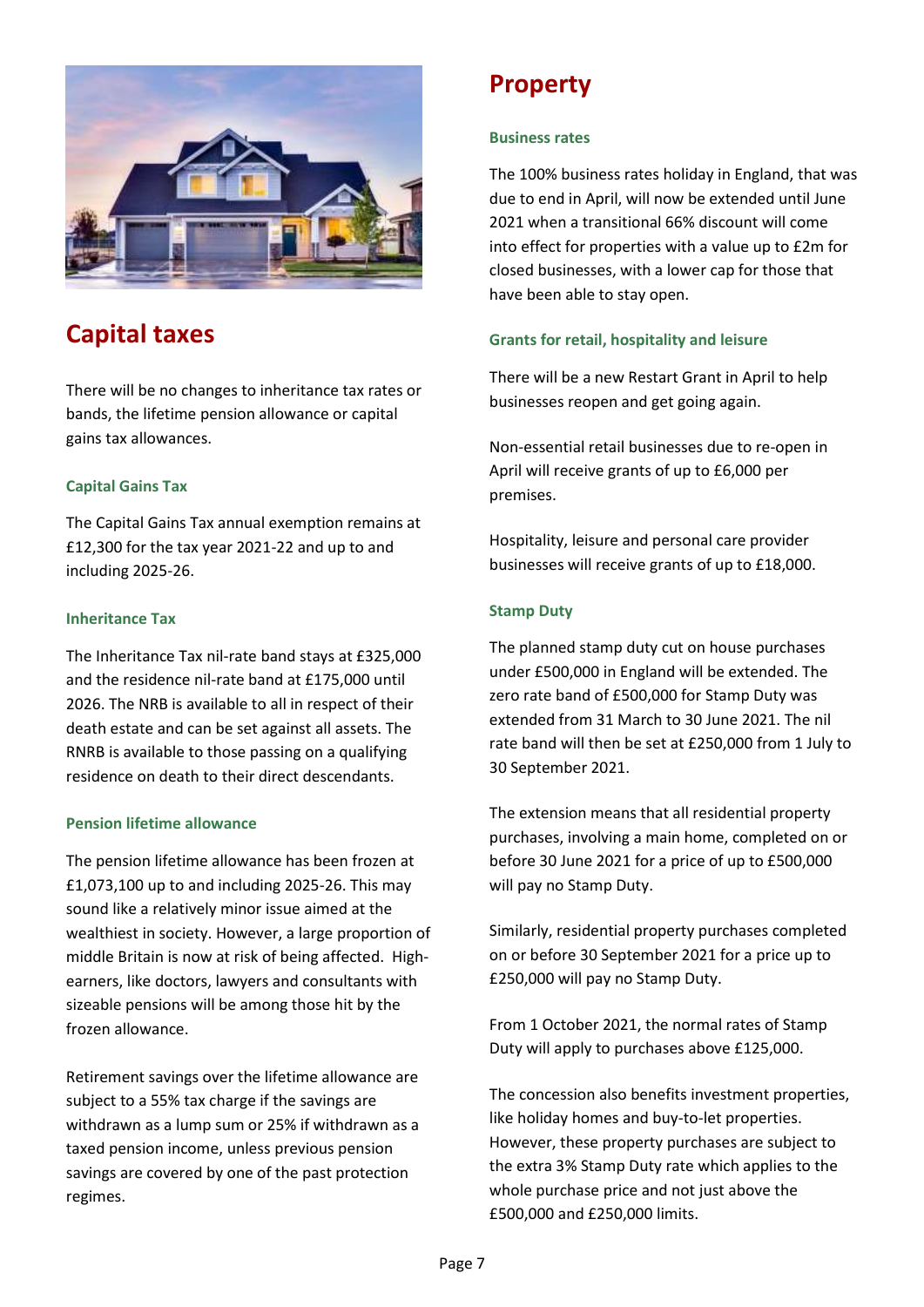## Capital taxes

There will be no changes to inheritance tax rates or bands, the lifetime pension allowance or capital gains tax allowances.

### Capital Gains Tax

The Capital Gains Tax annual exemption remains at £12,300 for the tax year 2021-22 and up to and including 2025-26.

### Inheritance Tax

The Inheritance Tax nil-rate band stays at £325,000 and the residence nil-rate band at £175,000 until 2026. The NRB is available to all in respect of their death estate and can be set against all assets. The RNRB is available to those passing on a qualifying residence on death to their direct descendants.

### Pension lifetime allowance

The pension lifetime allowance has been frozen at £1,073,100 up to and including 2025-26. This may sound like a relatively minor issue aimed at the wealthiest in society. However, a large proportion of middle Britain is now at risk of being affected. High-earners, like doctors, lawyers and consultants with sizeable pensions will be among those hit by the frozen allowance.

Retirement savings over the lifetime allowance are subject to a 55% tax charge if the savings are withdrawn as a lump sum or 25% if withdrawn as a taxed pension income, unless previous pension savings are covered by one of the past protection regimes.

## Property

### Business rates

The 100% business rates holiday in England, that was due to end in April, will now be extended until June 2021 when a transitional 66% discount will come into effect for properties with a value up to £2m for closed businesses, with a lower cap for those that have been able to stay open.

### Grants for retail, hospitality and leisure

There will be a new Restart Grant in April to help businesses reopen and get going again.

Non-essential retail businesses due to re-open in April will receive grants of up to £6,000 per premises.

Hospitality, leisure and personal care provider businesses will receive grants of up to £18,000.

### Stamp Duty

The planned stamp duty cut on house purchases under £500,000 in England will be extended. The zero rate band of £500,000 for Stamp Duty was extended from 31 March to 30 June 2021. The nil rate band will then be set at £250,000 from 1 July to 30 September 2021.

The extension means that all residential property purchases, involving a main home, completed on or before 30 June 2021 for a price of up to £500,000 will pay no Stamp Duty.

Similarly, residential property purchases completed on or before 30 September 2021 for a price up to £250,000 will pay no Stamp Duty.

From 1 October 2021, the normal rates of Stamp Duty will apply to purchases above £125,000.

The concession also benefits investment properties, like holiday homes and buy-to-let properties. However, these property purchases are subject to the extra 3% Stamp Duty rate which applies to the whole purchase price and not just above the £500,000 and £250,000 limits.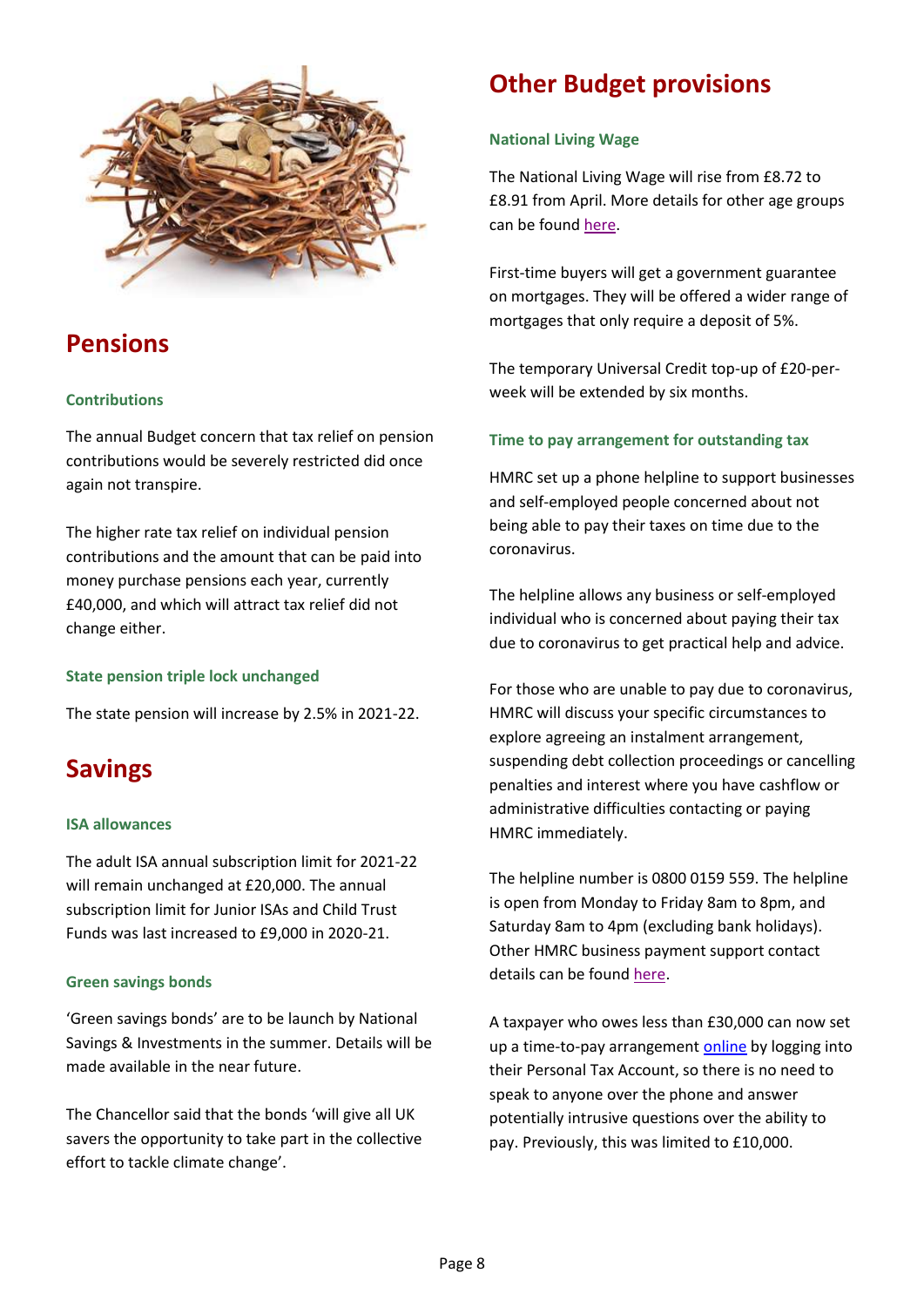## Pensions

### Contributions

The annual Budget concern that tax relief on pension contributions would be severely restricted did once again not transpire.

The higher rate tax relief on individual pension contributions and the amount that can be paid into money purchase pensions each year, currently £40,000, and which will attract tax relief did not change either.

### State pension triple lock unchanged

The state pension will increase by 2.5% in 2021-22.

## Savings

### ISA allowances

The adult ISA annual subscription limit for 2021-22 will remain unchanged at £20,000. The annual subscription limit for Junior ISAs and Child Trust Funds was last increased to £9,000 in 2020-21.

### Green savings bonds

'Green savings bonds' are to be launch by National Savings & Investments in the summer. Details will be made available in the near future.

The Chancellor said that the bonds 'will give all UK savers the opportunity to take part in the collective effort to tackle climate change'.

## Other Budget provisions

### National Living Wage

The National Living Wage will rise from £8.72 to £8.91 from April. More details for other age groups can be found here.

First-time buyers will get a government guarantee on mortgages. They will be offered a wider range of mortgages that only require a deposit of 5%.

The temporary Universal Credit top-up of £20-per-week will be extended by six months.

### Time to pay arrangement for outstanding tax

HMRC set up a phone helpline to support businesses and self-employed people concerned about not being able to pay their taxes on time due to the coronavirus.

The helpline allows any business or self-employed individual who is concerned about paying their tax due to coronavirus to get practical help and advice.

For those who are unable to pay due to coronavirus, HMRC will discuss your specific circumstances to explore agreeing an instalment arrangement, suspending debt collection proceedings or cancelling penalties and interest where you have cashflow or administrative difficulties contacting or paying HMRC immediately.

The helpline number is 0800 0159 559. The helpline is open from Monday to Friday 8am to 8pm, and Saturday 8am to 4pm (excluding bank holidays). Other HMRC business payment support contact details can be found here.

A taxpayer who owes less than £30,000 can now set up a time-to-pay arrangement online by logging into their Personal Tax Account, so there is no need to speak to anyone over the phone and answer potentially intrusive questions over the ability to pay. Previously, this was limited to £10,000.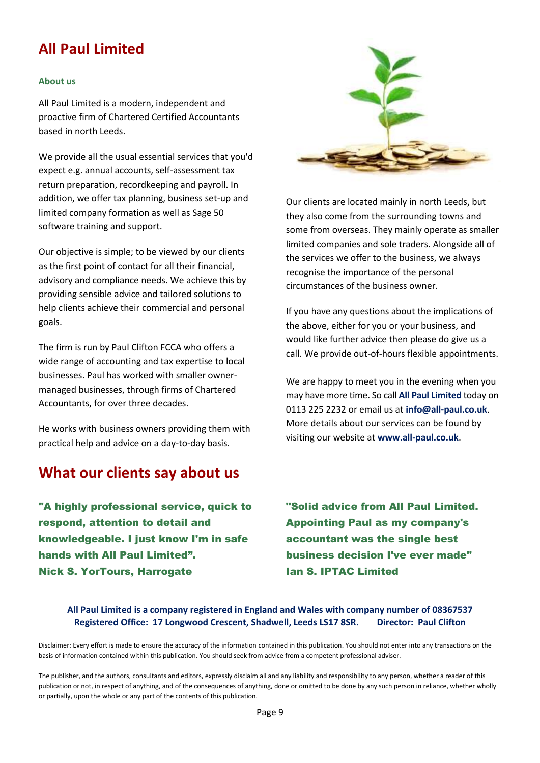# All Paul Limited

**About us**

All Paul Limited is a modern, independent and proactive firm of Chartered Certified Accountants based in north Leeds.

We provide all the usual essential services that you'd expect e.g. annual accounts, self-assessment tax return preparation, recordkeeping and payroll. In addition, we offer tax planning, business set-up and limited company formation as well as Sage 50 software training and support.

Our objective is simple; to be viewed by our clients as the first point of contact for all their financial, advisory and compliance needs. We achieve this by providing sensible advice and tailored solutions to help clients achieve their commercial and personal goals.

The firm is run by Paul Clifton FCCA who offers a wide range of accounting and tax expertise to local businesses. Paul has worked with smaller owner-managed businesses, through firms of Chartered Accountants, for over three decades.

He works with business owners providing them with practical help and advice on a day-to-day basis.

Our clients are located mainly in north Leeds, but they also come from the surrounding towns and some from overseas. They mainly operate as smaller limited companies and sole traders. Alongside all of the services we offer to the business, we always recognise the importance of the personal circumstances of the business owner.

If you have any questions about the implications of the above, either for you or your business, and would like further advice then please do give us a call. We provide out-of-hours flexible appointments.

We are happy to meet you in the evening when you may have more time. So call **All Paul Limited** today on 0113 225 2232 or email us at **info@all-paul.co.uk**. More details about our services can be found by visiting our website at **www.all-paul.co.uk**.

## What our clients say about us

**"A highly professional service, quick to respond, attention to detail and knowledgeable. I just know I'm in safe hands with All Paul Limited".**
**Nick S. YorTours, Harrogate**

**"Solid advice from All Paul Limited. Appointing Paul as my company's accountant was the single best business decision I've ever made"**
**Ian S. IPTAC Limited**

**All Paul Limited is a company registered in England and Wales with company number of 08367537**
**Registered Office: 17 Longwood Crescent, Shadwell, Leeds LS17 8SR. Director: Paul Clifton**

Disclaimer: Every effort is made to ensure the accuracy of the information contained in this publication. You should not enter into any transactions on the basis of information contained within this publication. You should seek from advice from a competent professional adviser.

The publisher, and the authors, consultants and editors, expressly disclaim all and any liability and responsibility to any person, whether a reader of this publication or not, in respect of anything, and of the consequences of anything, done or omitted to be done by any such person in reliance, whether wholly or partially, upon the whole or any part of the contents of this publication.